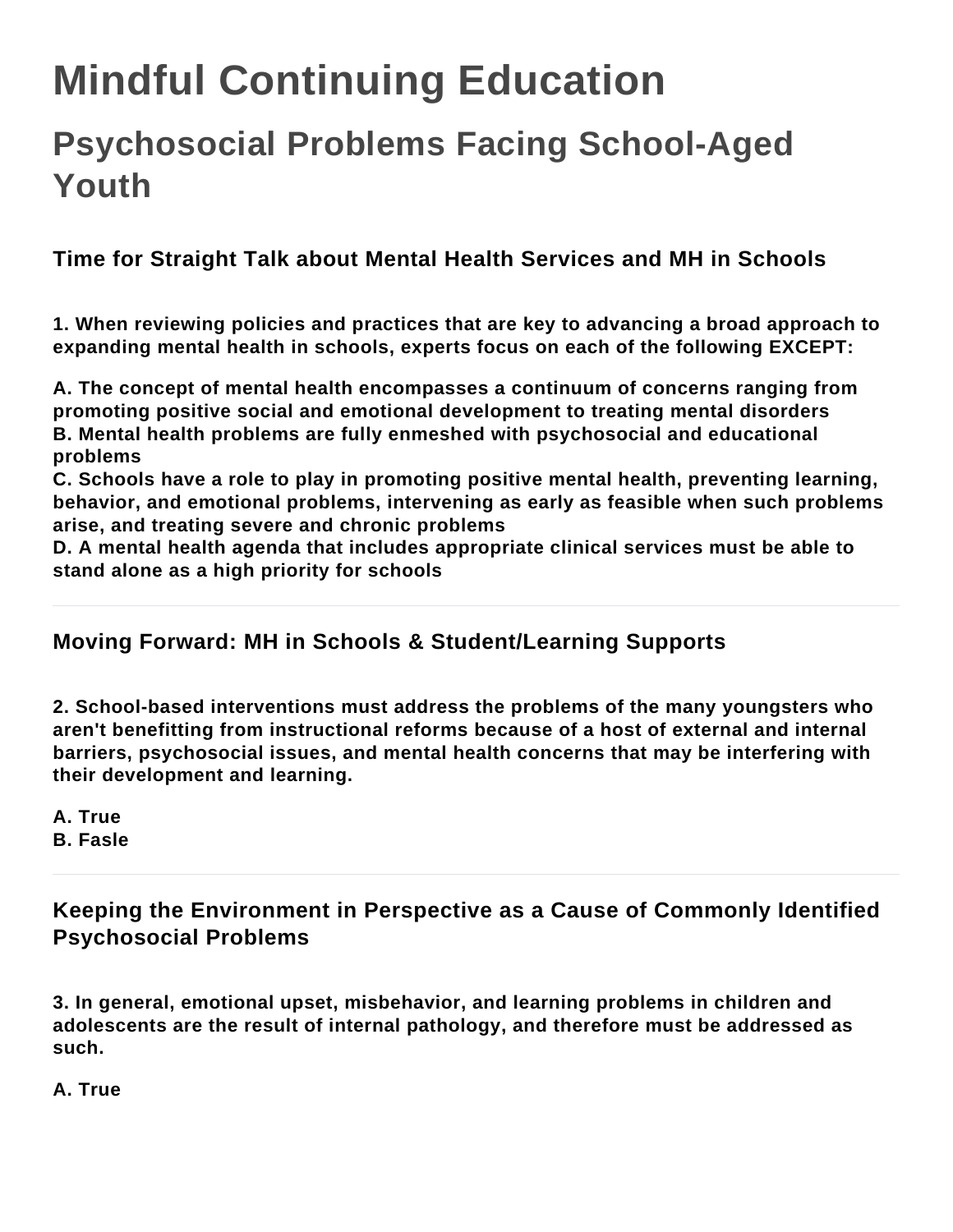# Mindful Continuing Education

## Psychosocial Problems Facing School-Aged Youth

### Time for Straight Talk about Mental Health Services and MH in Schools

**1. When reviewing policies and practices that are key to advancing a broad approach to expanding mental health in schools, experts focus on each of the following EXCEPT:**

**A. The concept of mental health encompasses a continuum of concerns ranging from promoting positive social and emotional development to treating mental disorders**
**B. Mental health problems are fully enmeshed with psychosocial and educational problems**
**C. Schools have a role to play in promoting positive mental health, preventing learning, behavior, and emotional problems, intervening as early as feasible when such problems arise, and treating severe and chronic problems**
**D. A mental health agenda that includes appropriate clinical services must be able to stand alone as a high priority for schools**

---

### Moving Forward: MH in Schools & Student/Learning Supports

**2. School-based interventions must address the problems of the many youngsters who aren't benefitting from instructional reforms because of a host of external and internal barriers, psychosocial issues, and mental health concerns that may be interfering with their development and learning.**

**A. True**
**B. Fasle**

---

### Keeping the Environment in Perspective as a Cause of Commonly Identified Psychosocial Problems

**3. In general, emotional upset, misbehavior, and learning problems in children and adolescents are the result of internal pathology, and therefore must be addressed as such.**

**A. True**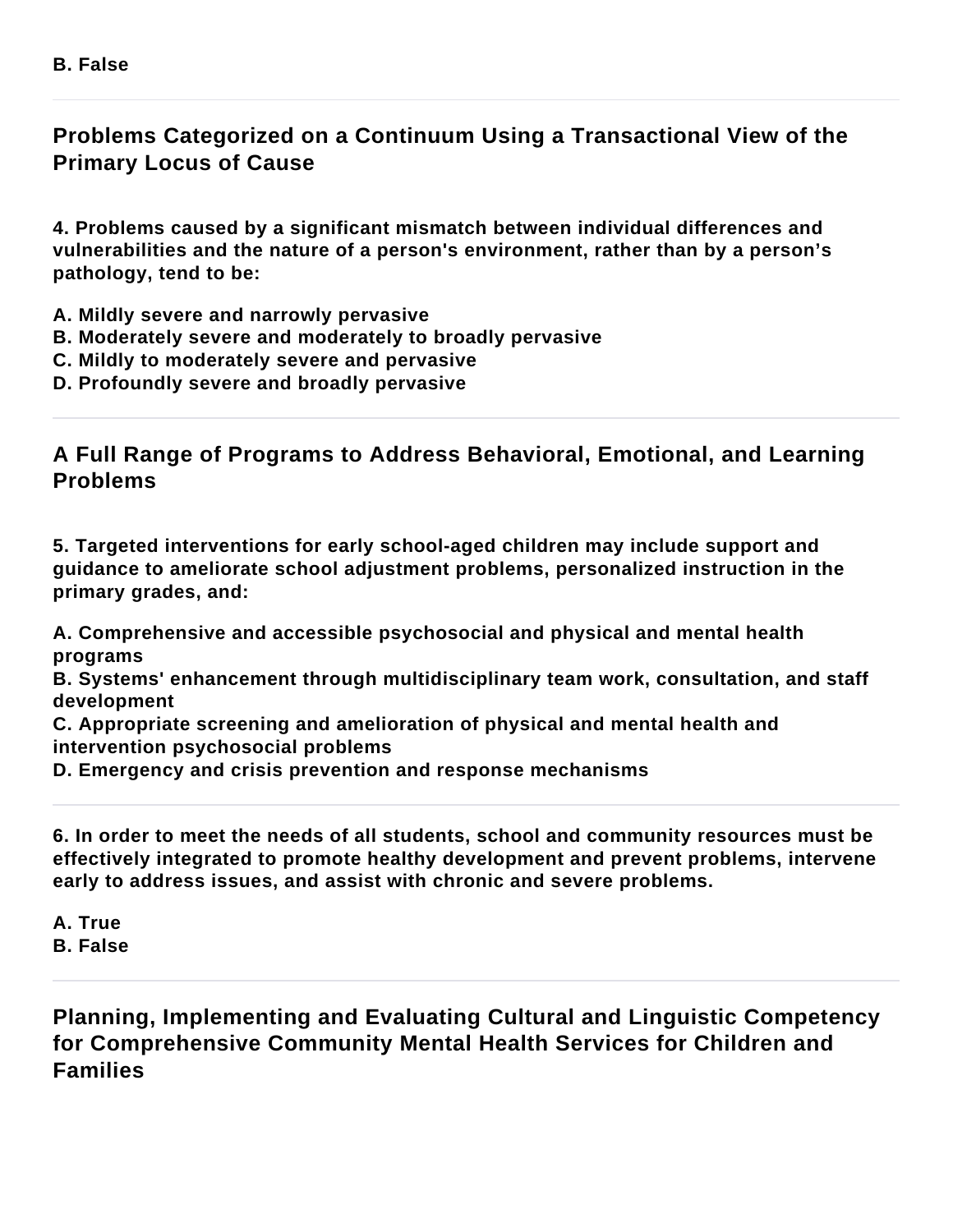**B. False**

## Problems Categorized on a Continuum Using a Transactional View of the Primary Locus of Cause

**4. Problems caused by a significant mismatch between individual differences and vulnerabilities and the nature of a person's environment, rather than by a person's pathology, tend to be:**

**A. Mildly severe and narrowly pervasive**
**B. Moderately severe and moderately to broadly pervasive**
**C. Mildly to moderately severe and pervasive**
**D. Profoundly severe and broadly pervasive**

## A Full Range of Programs to Address Behavioral, Emotional, and Learning Problems

**5. Targeted interventions for early school-aged children may include support and guidance to ameliorate school adjustment problems, personalized instruction in the primary grades, and:**

**A. Comprehensive and accessible psychosocial and physical and mental health programs**
**B. Systems' enhancement through multidisciplinary team work, consultation, and staff development**
**C. Appropriate screening and amelioration of physical and mental health and intervention psychosocial problems**
**D. Emergency and crisis prevention and response mechanisms**

**6. In order to meet the needs of all students, school and community resources must be effectively integrated to promote healthy development and prevent problems, intervene early to address issues, and assist with chronic and severe problems.**

**A. True**
**B. False**

## Planning, Implementing and Evaluating Cultural and Linguistic Competency for Comprehensive Community Mental Health Services for Children and Families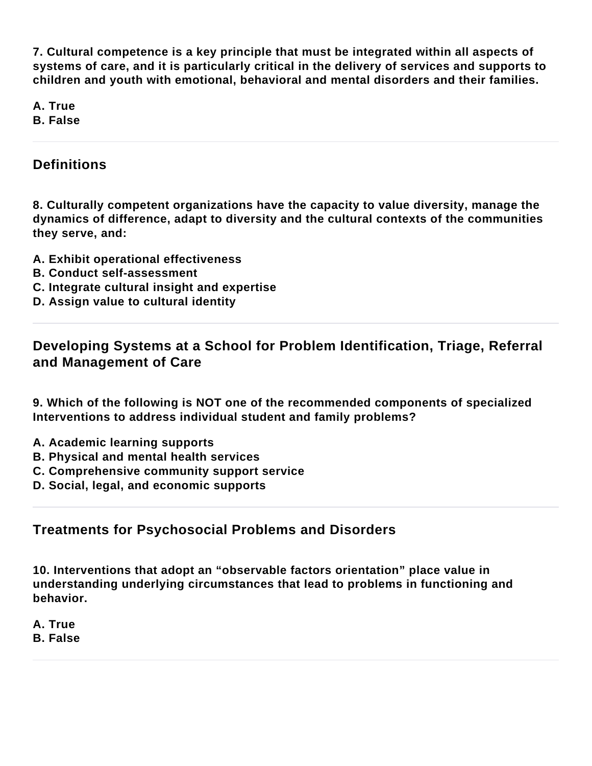**7. Cultural competence is a key principle that must be integrated within all aspects of systems of care, and it is particularly critical in the delivery of services and supports to children and youth with emotional, behavioral and mental disorders and their families.**

**A. True**
**B. False**

---

## Definitions

**8. Culturally competent organizations have the capacity to value diversity, manage the dynamics of difference, adapt to diversity and the cultural contexts of the communities they serve, and:**

**A. Exhibit operational effectiveness**
**B. Conduct self-assessment**
**C. Integrate cultural insight and expertise**
**D. Assign value to cultural identity**

---

## Developing Systems at a School for Problem Identification, Triage, Referral and Management of Care

**9. Which of the following is NOT one of the recommended components of specialized Interventions to address individual student and family problems?**

**A. Academic learning supports**
**B. Physical and mental health services**
**C. Comprehensive community support service**
**D. Social, legal, and economic supports**

---

## Treatments for Psychosocial Problems and Disorders

**10. Interventions that adopt an “observable factors orientation” place value in understanding underlying circumstances that lead to problems in functioning and behavior.**

**A. True**
**B. False**

---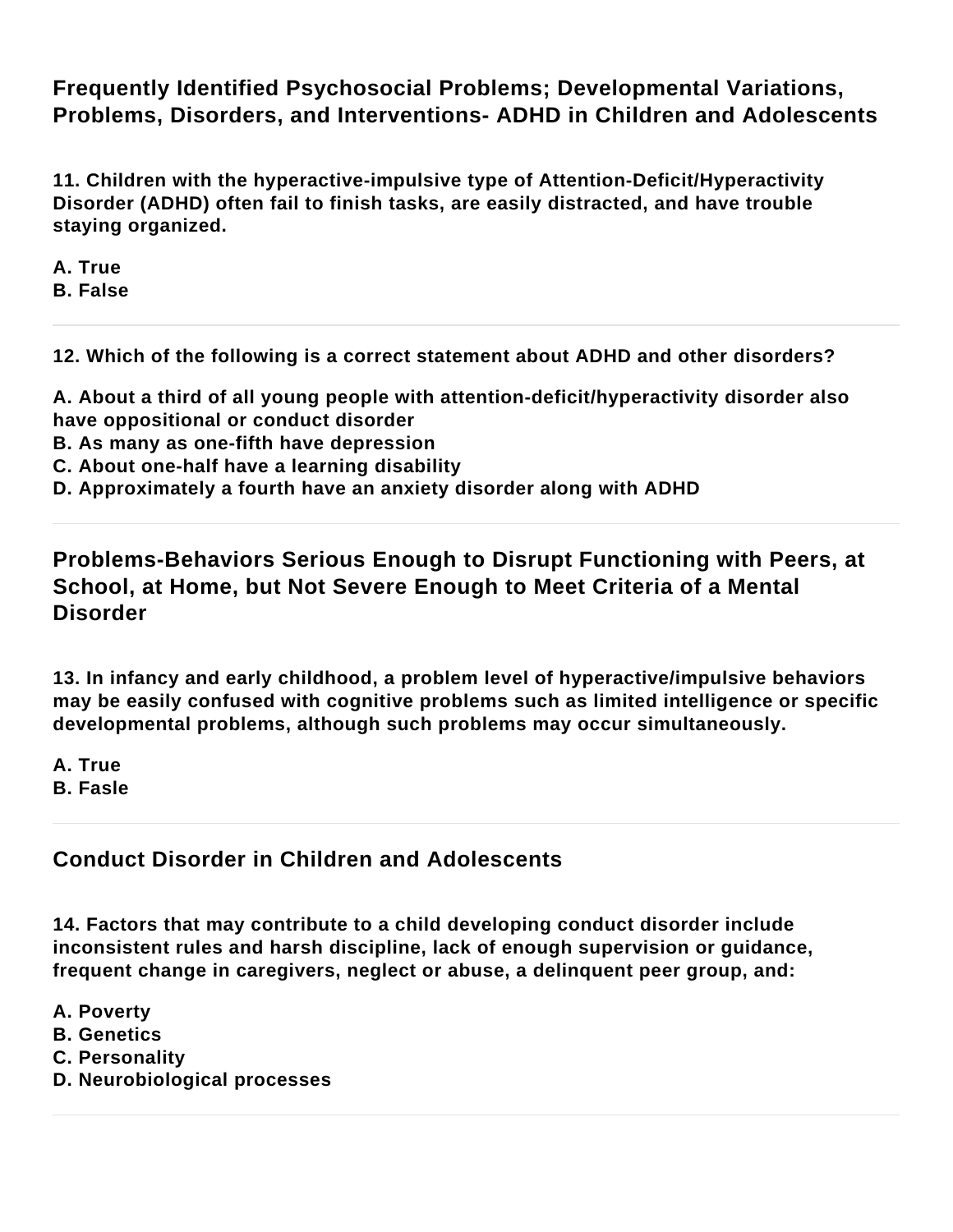## Frequently Identified Psychosocial Problems; Developmental Variations, Problems, Disorders, and Interventions- ADHD in Children and Adolescents

**11. Children with the hyperactive-impulsive type of Attention-Deficit/Hyperactivity Disorder (ADHD) often fail to finish tasks, are easily distracted, and have trouble staying organized.**

**A. True**
**B. False**

---

**12. Which of the following is a correct statement about ADHD and other disorders?**

**A. About a third of all young people with attention-deficit/hyperactivity disorder also have oppositional or conduct disorder**
**B. As many as one-fifth have depression**
**C. About one-half have a learning disability**
**D. Approximately a fourth have an anxiety disorder along with ADHD**

---

## Problems-Behaviors Serious Enough to Disrupt Functioning with Peers, at School, at Home, but Not Severe Enough to Meet Criteria of a Mental Disorder

**13. In infancy and early childhood, a problem level of hyperactive/impulsive behaviors may be easily confused with cognitive problems such as limited intelligence or specific developmental problems, although such problems may occur simultaneously.**

**A. True**
**B. Fasle**

---

## Conduct Disorder in Children and Adolescents

**14. Factors that may contribute to a child developing conduct disorder include inconsistent rules and harsh discipline, lack of enough supervision or guidance, frequent change in caregivers, neglect or abuse, a delinquent peer group, and:**

**A. Poverty**
**B. Genetics**
**C. Personality**
**D. Neurobiological processes**

---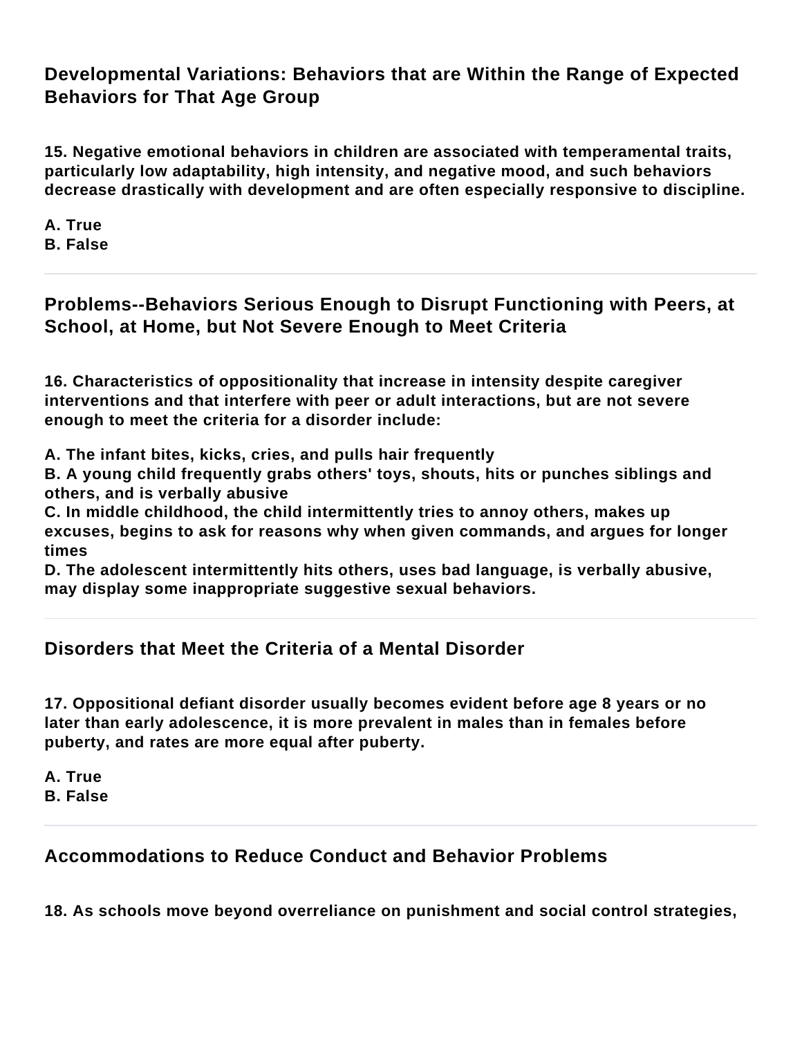### Developmental Variations: Behaviors that are Within the Range of Expected Behaviors for That Age Group

**15. Negative emotional behaviors in children are associated with temperamental traits, particularly low adaptability, high intensity, and negative mood, and such behaviors decrease drastically with development and are often especially responsive to discipline.**

**A. True**
**B. False**

---

### Problems--Behaviors Serious Enough to Disrupt Functioning with Peers, at School, at Home, but Not Severe Enough to Meet Criteria

**16. Characteristics of oppositionality that increase in intensity despite caregiver interventions and that interfere with peer or adult interactions, but are not severe enough to meet the criteria for a disorder include:**

**A. The infant bites, kicks, cries, and pulls hair frequently**
**B. A young child frequently grabs others' toys, shouts, hits or punches siblings and others, and is verbally abusive**
**C. In middle childhood, the child intermittently tries to annoy others, makes up excuses, begins to ask for reasons why when given commands, and argues for longer times**
**D. The adolescent intermittently hits others, uses bad language, is verbally abusive, may display some inappropriate suggestive sexual behaviors.**

---

### Disorders that Meet the Criteria of a Mental Disorder

**17. Oppositional defiant disorder usually becomes evident before age 8 years or no later than early adolescence, it is more prevalent in males than in females before puberty, and rates are more equal after puberty.**

**A. True**
**B. False**

---

### Accommodations to Reduce Conduct and Behavior Problems

**18. As schools move beyond overreliance on punishment and social control strategies,**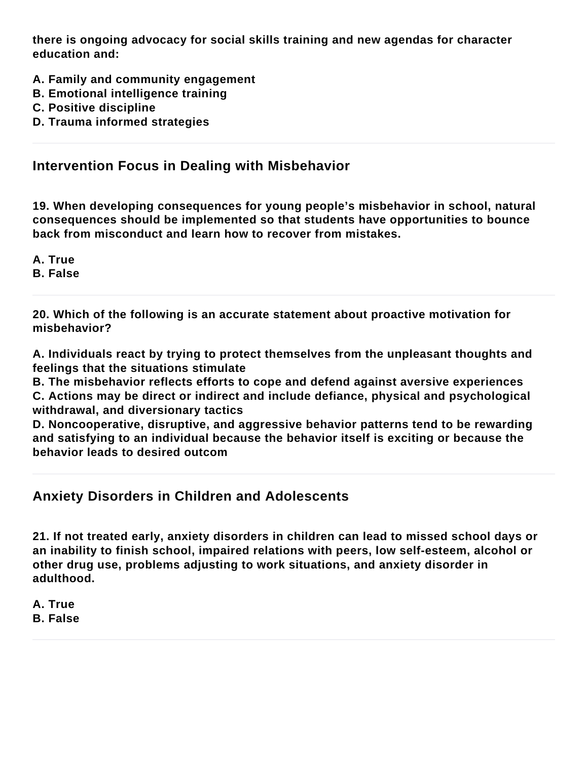**there is ongoing advocacy for social skills training and new agendas for character education and:**

**A. Family and community engagement**
**B. Emotional intelligence training**
**C. Positive discipline**
**D. Trauma informed strategies**

---

## Intervention Focus in Dealing with Misbehavior

**19. When developing consequences for young people's misbehavior in school, natural consequences should be implemented so that students have opportunities to bounce back from misconduct and learn how to recover from mistakes.**

**A. True**
**B. False**

---

**20. Which of the following is an accurate statement about proactive motivation for misbehavior?**

**A. Individuals react by trying to protect themselves from the unpleasant thoughts and feelings that the situations stimulate**
**B. The misbehavior reflects efforts to cope and defend against aversive experiences**
**C. Actions may be direct or indirect and include defiance, physical and psychological withdrawal, and diversionary tactics**
**D. Noncooperative, disruptive, and aggressive behavior patterns tend to be rewarding and satisfying to an individual because the behavior itself is exciting or because the behavior leads to desired outcom**

---

## Anxiety Disorders in Children and Adolescents

**21. If not treated early, anxiety disorders in children can lead to missed school days or an inability to finish school, impaired relations with peers, low self-esteem, alcohol or other drug use, problems adjusting to work situations, and anxiety disorder in adulthood.**

**A. True**
**B. False**

---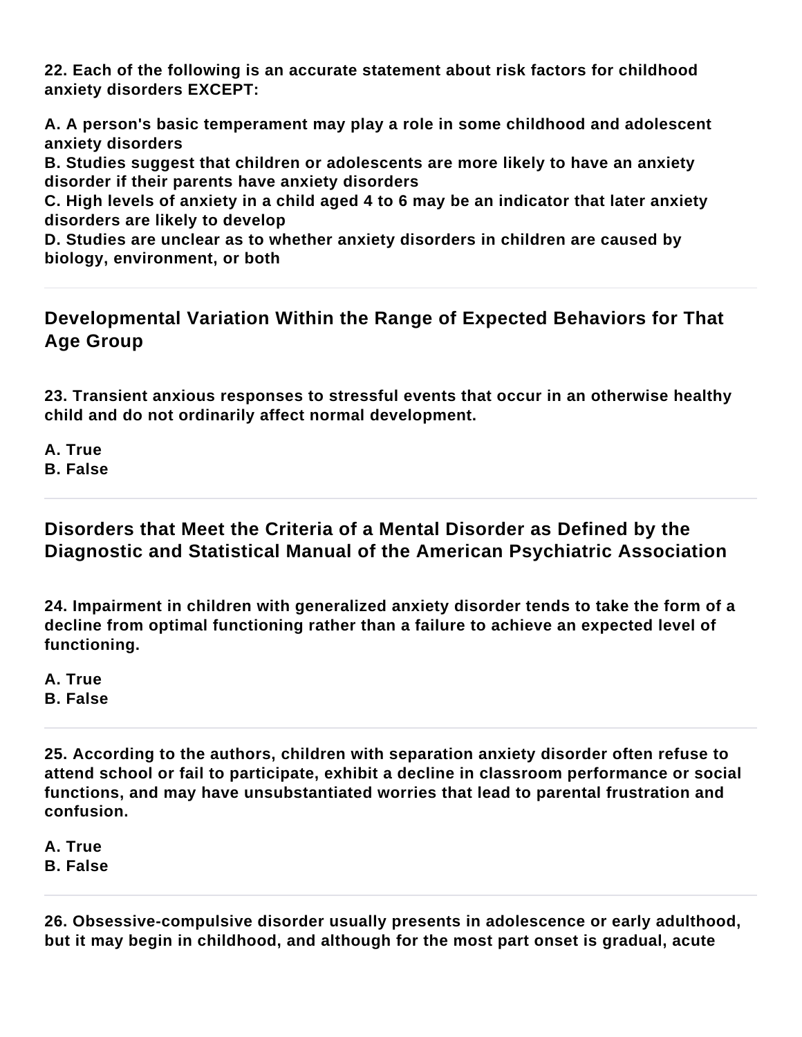**22. Each of the following is an accurate statement about risk factors for childhood anxiety disorders EXCEPT:**

**A. A person's basic temperament may play a role in some childhood and adolescent anxiety disorders**
**B. Studies suggest that children or adolescents are more likely to have an anxiety disorder if their parents have anxiety disorders**
**C. High levels of anxiety in a child aged 4 to 6 may be an indicator that later anxiety disorders are likely to develop**
**D. Studies are unclear as to whether anxiety disorders in children are caused by biology, environment, or both**

---

## Developmental Variation Within the Range of Expected Behaviors for That Age Group

**23. Transient anxious responses to stressful events that occur in an otherwise healthy child and do not ordinarily affect normal development.**

**A. True**
**B. False**

---

## Disorders that Meet the Criteria of a Mental Disorder as Defined by the Diagnostic and Statistical Manual of the American Psychiatric Association

**24. Impairment in children with generalized anxiety disorder tends to take the form of a decline from optimal functioning rather than a failure to achieve an expected level of functioning.**

**A. True**
**B. False**

---

**25. According to the authors, children with separation anxiety disorder often refuse to attend school or fail to participate, exhibit a decline in classroom performance or social functions, and may have unsubstantiated worries that lead to parental frustration and confusion.**

**A. True**
**B. False**

---

**26. Obsessive-compulsive disorder usually presents in adolescence or early adulthood, but it may begin in childhood, and although for the most part onset is gradual, acute**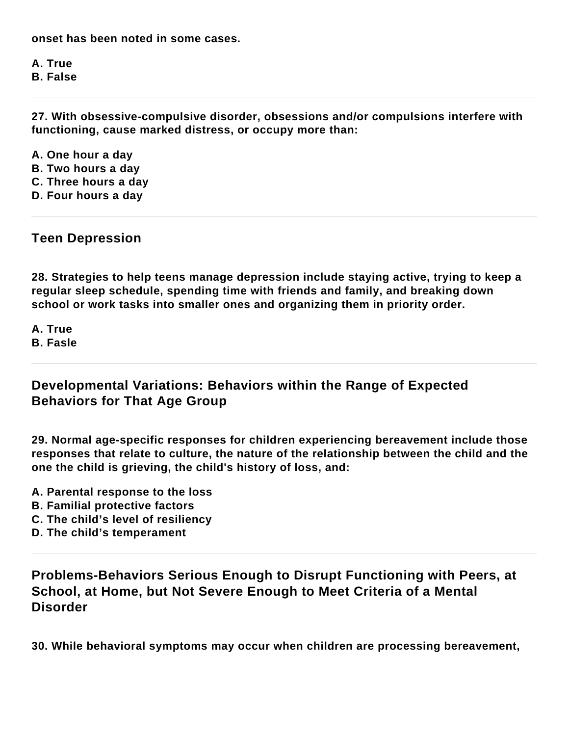**onset has been noted in some cases.**

**A. True**
**B. False**

---

**27. With obsessive-compulsive disorder, obsessions and/or compulsions interfere with functioning, cause marked distress, or occupy more than:**

**A. One hour a day**
**B. Two hours a day**
**C. Three hours a day**
**D. Four hours a day**

---

## Teen Depression

**28. Strategies to help teens manage depression include staying active, trying to keep a regular sleep schedule, spending time with friends and family, and breaking down school or work tasks into smaller ones and organizing them in priority order.**

**A. True**
**B. Fasle**

---

## Developmental Variations: Behaviors within the Range of Expected Behaviors for That Age Group

**29. Normal age-specific responses for children experiencing bereavement include those responses that relate to culture, the nature of the relationship between the child and the one the child is grieving, the child's history of loss, and:**

**A. Parental response to the loss**
**B. Familial protective factors**
**C. The child's level of resiliency**
**D. The child's temperament**

---

## Problems-Behaviors Serious Enough to Disrupt Functioning with Peers, at School, at Home, but Not Severe Enough to Meet Criteria of a Mental Disorder

**30. While behavioral symptoms may occur when children are processing bereavement,**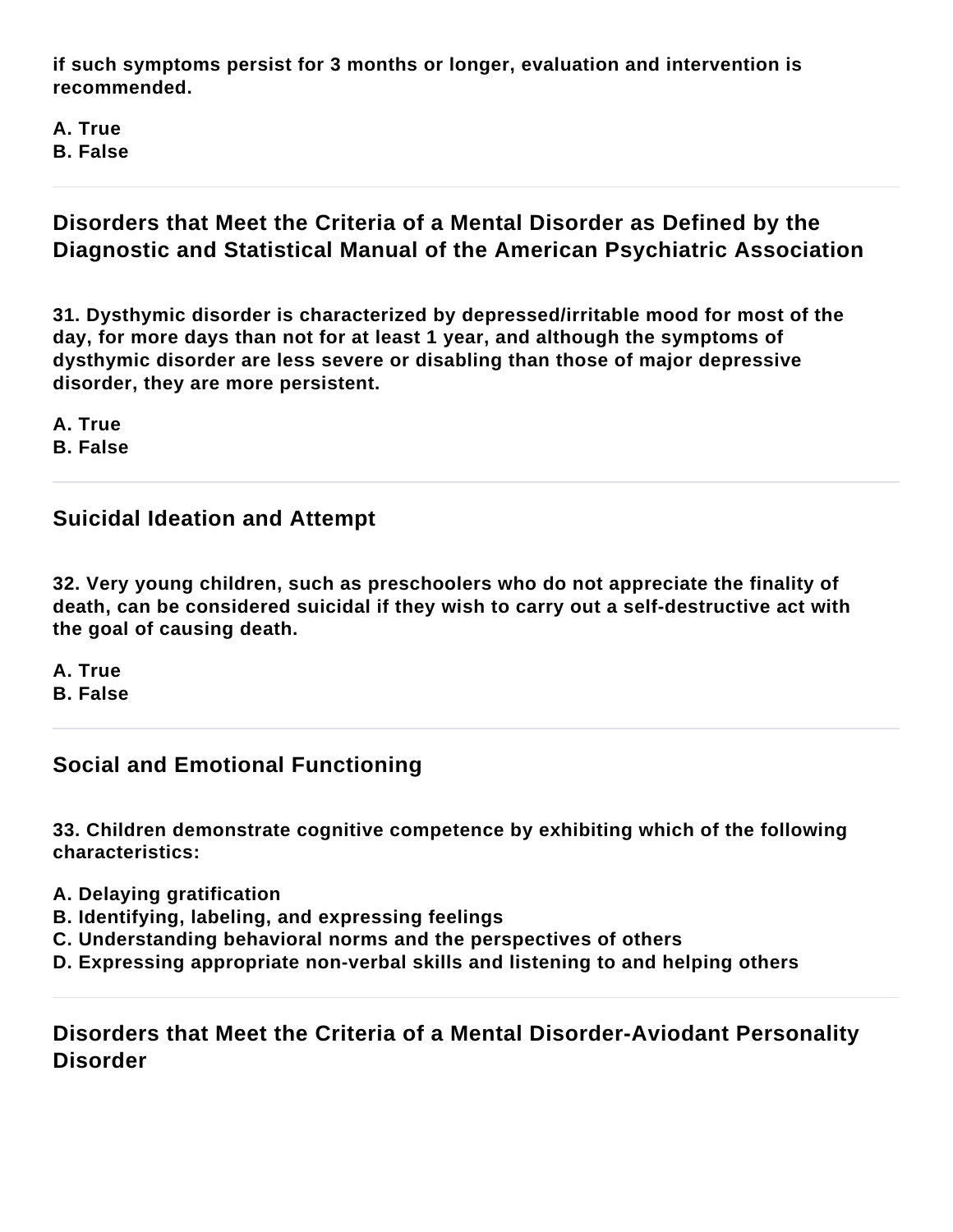**if such symptoms persist for 3 months or longer, evaluation and intervention is recommended.**

**A. True**
**B. False**

---

## Disorders that Meet the Criteria of a Mental Disorder as Defined by the Diagnostic and Statistical Manual of the American Psychiatric Association

**31. Dysthymic disorder is characterized by depressed/irritable mood for most of the day, for more days than not for at least 1 year, and although the symptoms of dysthymic disorder are less severe or disabling than those of major depressive disorder, they are more persistent.**

**A. True**
**B. False**

---

### Suicidal Ideation and Attempt

**32. Very young children, such as preschoolers who do not appreciate the finality of death, can be considered suicidal if they wish to carry out a self-destructive act with the goal of causing death.**

**A. True**
**B. False**

---

### Social and Emotional Functioning

**33. Children demonstrate cognitive competence by exhibiting which of the following characteristics:**

**A. Delaying gratification**
**B. Identifying, labeling, and expressing feelings**
**C. Understanding behavioral norms and the perspectives of others**
**D. Expressing appropriate non-verbal skills and listening to and helping others**

---

## Disorders that Meet the Criteria of a Mental Disorder-Aviodant Personality Disorder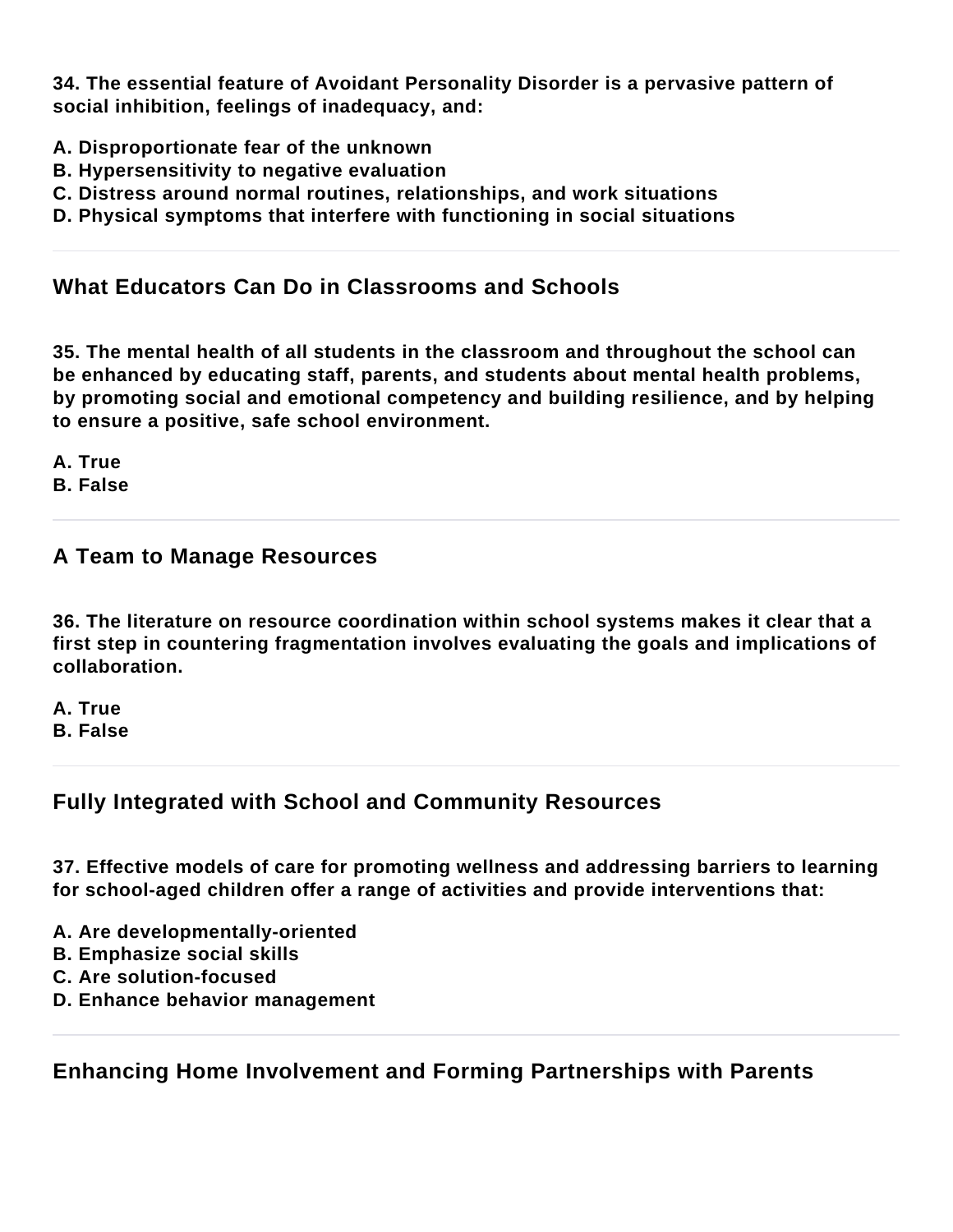**34. The essential feature of Avoidant Personality Disorder is a pervasive pattern of social inhibition, feelings of inadequacy, and:**

**A. Disproportionate fear of the unknown**
**B. Hypersensitivity to negative evaluation**
**C. Distress around normal routines, relationships, and work situations**
**D. Physical symptoms that interfere with functioning in social situations**

---

## What Educators Can Do in Classrooms and Schools

**35. The mental health of all students in the classroom and throughout the school can be enhanced by educating staff, parents, and students about mental health problems, by promoting social and emotional competency and building resilience, and by helping to ensure a positive, safe school environment.**

**A. True**
**B. False**

---

## A Team to Manage Resources

**36. The literature on resource coordination within school systems makes it clear that a first step in countering fragmentation involves evaluating the goals and implications of collaboration.**

**A. True**
**B. False**

---

## Fully Integrated with School and Community Resources

**37. Effective models of care for promoting wellness and addressing barriers to learning for school-aged children offer a range of activities and provide interventions that:**

**A. Are developmentally-oriented**
**B. Emphasize social skills**
**C. Are solution-focused**
**D. Enhance behavior management**

---

## Enhancing Home Involvement and Forming Partnerships with Parents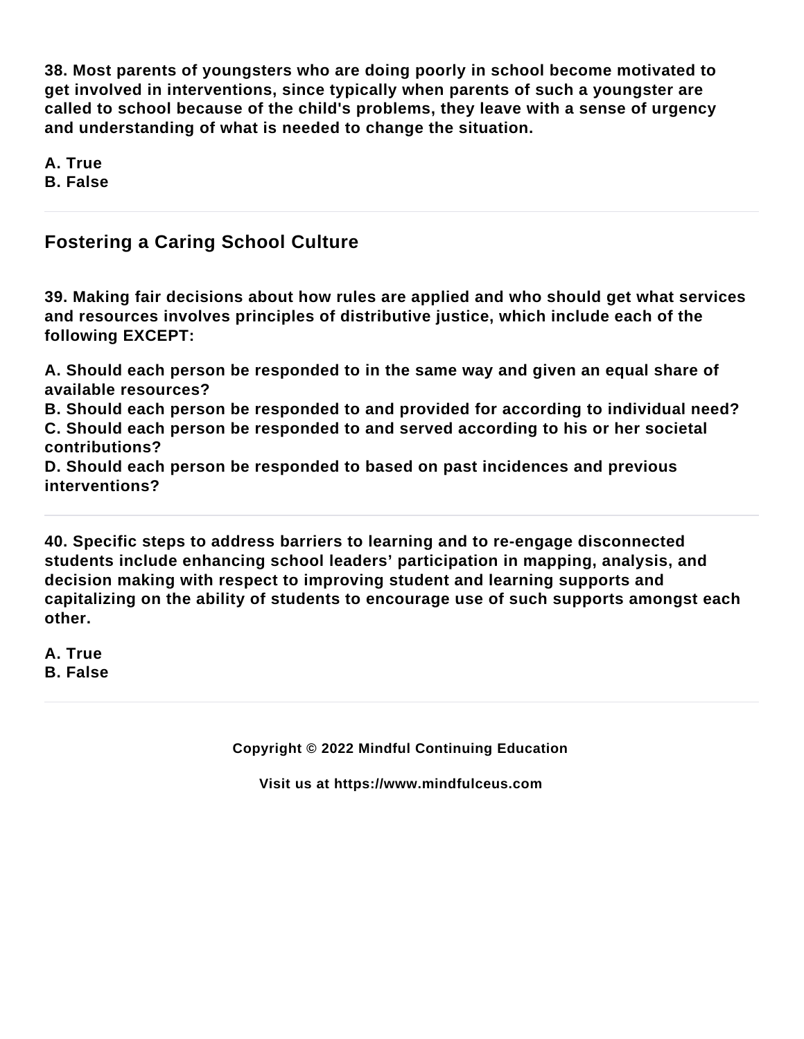**38. Most parents of youngsters who are doing poorly in school become motivated to get involved in interventions, since typically when parents of such a youngster are called to school because of the child's problems, they leave with a sense of urgency and understanding of what is needed to change the situation.**

**A. True**
**B. False**

---

## Fostering a Caring School Culture

**39. Making fair decisions about how rules are applied and who should get what services and resources involves principles of distributive justice, which include each of the following EXCEPT:**

**A. Should each person be responded to in the same way and given an equal share of available resources?**
**B. Should each person be responded to and provided for according to individual need?**
**C. Should each person be responded to and served according to his or her societal contributions?**
**D. Should each person be responded to based on past incidences and previous interventions?**

---

**40. Specific steps to address barriers to learning and to re-engage disconnected students include enhancing school leaders' participation in mapping, analysis, and decision making with respect to improving student and learning supports and capitalizing on the ability of students to encourage use of such supports amongst each other.**

**A. True**
**B. False**

---

**Copyright © 2022 Mindful Continuing Education**

**Visit us at https://www.mindfulceus.com**